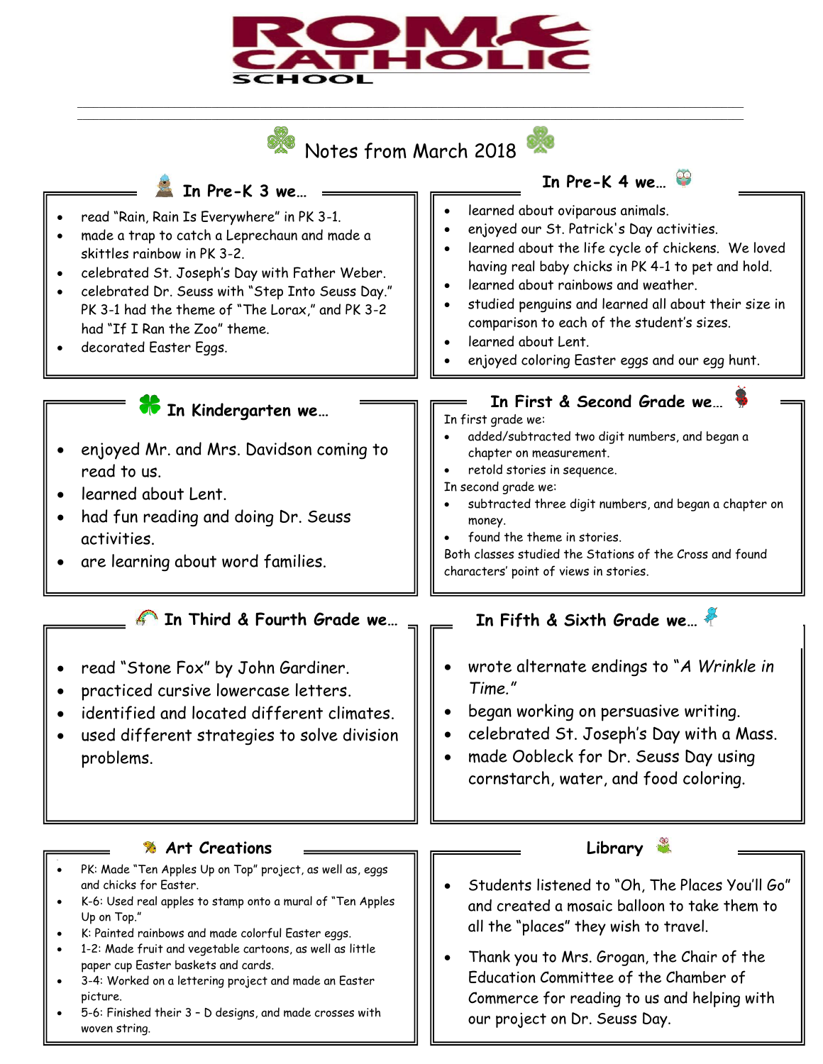# ROME CATHOLIC SCHOOL

## Notes from March 2018

### In Pre-K 3 we…

- read "Rain, Rain Is Everywhere" in PK 3-1.
- made a trap to catch a Leprechaun and made a skittles rainbow in PK 3-2.
- celebrated St. Joseph's Day with Father Weber.
- celebrated Dr. Seuss with "Step Into Seuss Day." PK 3-1 had the theme of "The Lorax," and PK 3-2 had "If I Ran the Zoo" theme.
- decorated Easter Eggs.

### In Pre-K 4 we…

- learned about oviparous animals.
- enjoyed our St. Patrick's Day activities.
- learned about the life cycle of chickens. We loved having real baby chicks in PK 4-1 to pet and hold.
- learned about rainbows and weather.
- studied penguins and learned all about their size in comparison to each of the student's sizes.
- learned about Lent.
- enjoyed coloring Easter eggs and our egg hunt.

### In Kindergarten we…

- enjoyed Mr. and Mrs. Davidson coming to read to us.
- learned about Lent.
- had fun reading and doing Dr. Seuss activities.
- are learning about word families.

### In First & Second Grade we…

In first grade we:

- added/subtracted two digit numbers, and began a chapter on measurement.
- retold stories in sequence.

In second grade we:

- subtracted three digit numbers, and began a chapter on money.
- found the theme in stories.

Both classes studied the Stations of the Cross and found characters' point of views in stories.

### In Third & Fourth Grade we…

- read "Stone Fox" by John Gardiner.
- practiced cursive lowercase letters.
- identified and located different climates.
- used different strategies to solve division problems.

### In Fifth & Sixth Grade we…

- wrote alternate endings to "*A Wrinkle in Time.*"
- began working on persuasive writing.
- celebrated St. Joseph's Day with a Mass.
- made Oobleck for Dr. Seuss Day using cornstarch, water, and food coloring.

### Art Creations

- PK: Made "Ten Apples Up on Top" project, as well as eggs and chicks for Easter.
- K-6: Used real apples to stamp onto a mural of "Ten Apples Up on Top."
- K: Painted rainbows and made colorful Easter eggs.
- 1-2: Made fruit and vegetable cartoons, as well as little paper cup Easter baskets and cards.
- 3-4: Worked on a lettering project and made an Easter picture.
- 5-6: Finished their 3 – D designs, and made crosses with woven string.

### Library

- Students listened to "Oh, The Places You'll Go" and created a mosaic balloon to take them to all the "places" they wish to travel.
- Thank you to Mrs. Grogan, the Chair of the Education Committee of the Chamber of Commerce for reading to us and helping with our project on Dr. Seuss Day.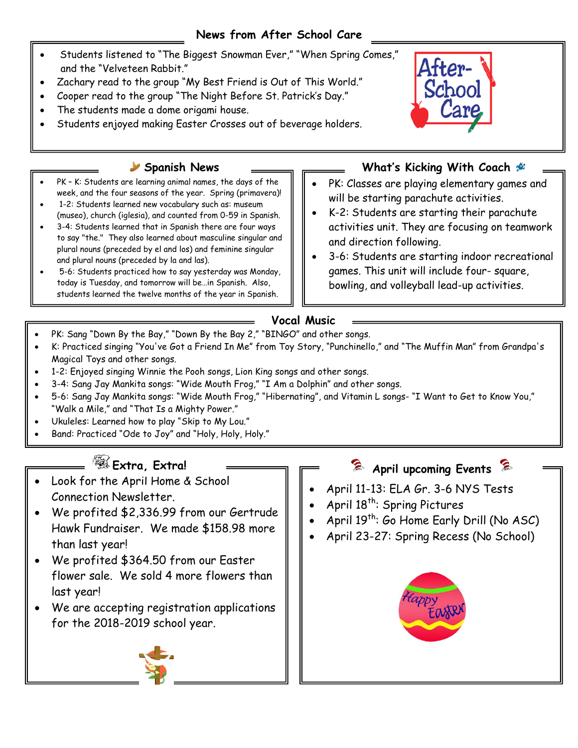## News from After School Care

- Students listened to "The Biggest Snowman Ever," "When Spring Comes," and the "Velveteen Rabbit."
- Zachary read to the group "My Best Friend is Out of This World."
- Cooper read to the group "The Night Before St. Patrick's Day."
- The students made a dome origami house.
- Students enjoyed making Easter Crosses out of beverage holders.

## Spanish News

- PK – K: Students are learning animal names, the days of the week, and the four seasons of the year. Spring (primavera)!
- 1-2: Students learned new vocabulary such as: museum (museo), church (iglesia), and counted from 0-59 in Spanish.
- 3-4: Students learned that in Spanish there are four ways to say "the." They also learned about masculine singular and plural nouns (preceded by el and los) and feminine singular and plural nouns (preceded by la and las).
- 5-6: Students practiced how to say yesterday was Monday, today is Tuesday, and tomorrow will be…in Spanish. Also, students learned the twelve months of the year in Spanish.

## What's Kicking With Coach

- PK: Classes are playing elementary games and will be starting parachute activities.
- K-2: Students are starting their parachute activities unit. They are focusing on teamwork and direction following.
- 3-6: Students are starting indoor recreational games. This unit will include four- square, bowling, and volleyball lead-up activities.

## Vocal Music

- PK: Sang "Down By the Bay," "Down By the Bay 2," "BINGO" and other songs.
- K: Practiced singing "You've Got a Friend In Me" from Toy Story, "Punchinello," and "The Muffin Man" from Grandpa's Magical Toys and other songs.
- 1-2: Enjoyed singing Winnie the Pooh songs, Lion King songs and other songs.
- 3-4: Sang Jay Mankita songs: "Wide Mouth Frog," "I Am a Dolphin" and other songs.
- 5-6: Sang Jay Mankita songs: "Wide Mouth Frog," "Hibernating", and Vitamin L songs- "I Want to Get to Know You," "Walk a Mile," and "That Is a Mighty Power."
- Ukuleles: Learned how to play "Skip to My Lou."
- Band: Practiced "Ode to Joy" and "Holy, Holy, Holy."

## Extra, Extra!

- Look for the April Home & School Connection Newsletter.
- We profited $2,336.99 from our Gertrude Hawk Fundraiser. We made $158.98 more than last year!
- We profited $364.50 from our Easter flower sale. We sold 4 more flowers than last year!
- We are accepting registration applications for the 2018-2019 school year.

## April upcoming Events

- April 11-13: ELA Gr. 3-6 NYS Tests
- April 18th: Spring Pictures
- April 19th: Go Home Early Drill (No ASC)
- April 23-27: Spring Recess (No School)